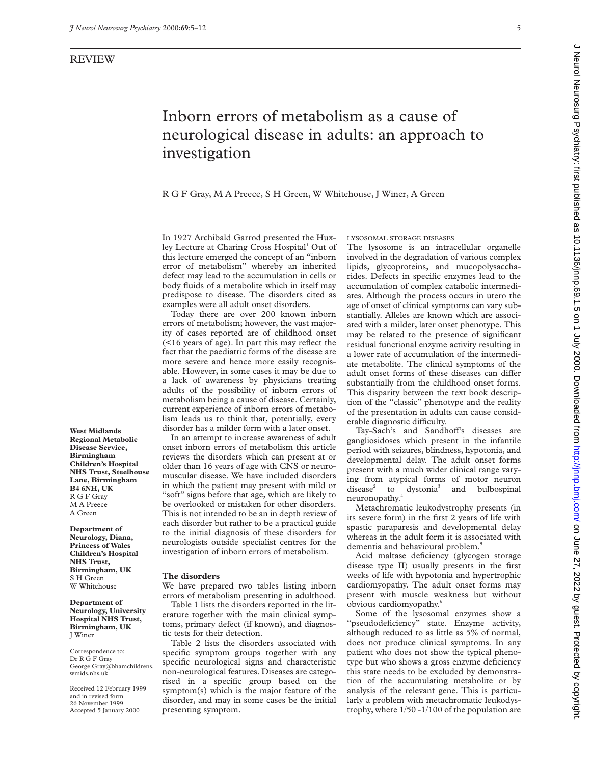REVIEW

# Inborn errors of metabolism as a cause of neurological disease in adults: an approach to investigation

R G F Gray, M A Preece, S H Green, W Whitehouse, J Winer, A Green

**West Midlands Regional Metabolic Disease Service, Birmingham Children's Hospital NHS Trust, Steelhouse Lane, Birmingham B4 6NH, UK**
R G F Gray
M A Preece
A Green

**Department of Neurology, Diana, Princess of Wales Children's Hospital NHS Trust, Birmingham, UK**
S H Green
W Whitehouse

**Department of Neurology, University Hospital NHS Trust, Birmingham, UK**
J Winer

Correspondence to: Dr R G F Gray George.Gray@bhamchildrens.wmids.nhs.uk

Received 12 February 1999 and in revised form 26 November 1999
Accepted 5 January 2000

In 1927 Archibald Garrod presented the Huxley Lecture at Charing Cross Hospital[1] Out of this lecture emerged the concept of an "inborn error of metabolism" whereby an inherited defect may lead to the accumulation in cells or body fluids of a metabolite which in itself may predispose to disease. The disorders cited as examples were all adult onset disorders.

Today there are over 200 known inborn errors of metabolism; however, the vast majority of cases reported are of childhood onset (<16 years of age). In part this may reflect the fact that the paediatric forms of the disease are more severe and hence more easily recognisable. However, in some cases it may be due to a lack of awareness by physicians treating adults of the possibility of inborn errors of metabolism being a cause of disease. Certainly, current experience of inborn errors of metabolism leads us to think that, potentially, every disorder has a milder form with a later onset.

In an attempt to increase awareness of adult onset inborn errors of metabolism this article reviews the disorders which can present at or older than 16 years of age with CNS or neuromuscular disease. We have included disorders in which the patient may present with mild or "soft" signs before that age, which are likely to be overlooked or mistaken for other disorders. This is not intended to be an in depth review of each disorder but rather to be a practical guide to the initial diagnosis of these disorders for neurologists outside specialist centres for the investigation of inborn errors of metabolism.

## The disorders

We have prepared two tables listing inborn errors of metabolism presenting in adulthood.

Table 1 lists the disorders reported in the literature together with the main clinical symptoms, primary defect (if known), and diagnostic tests for their detection.

Table 2 lists the disorders associated with specific symptom groups together with any specific neurological signs and characteristic non-neurological features. Diseases are categorised in a specific group based on the symptom(s) which is the major feature of the disorder, and may in some cases be the initial presenting symptom.

### LYSOSOMAL STORAGE DISEASES

The lysosome is an intracellular organelle involved in the degradation of various complex lipids, glycoproteins, and mucopolysaccharides. Defects in specific enzymes lead to the accumulation of complex catabolic intermediates. Although the process occurs in utero the age of onset of clinical symptoms can vary substantially. Alleles are known which are associated with a milder, later onset phenotype. This may be related to the presence of significant residual functional enzyme activity resulting in a lower rate of accumulation of the intermediate metabolite. The clinical symptoms of the adult onset forms of these diseases can differ substantially from the childhood onset forms. This disparity between the text book description of the "classic" phenotype and the reality of the presentation in adults can cause considerable diagnostic difficulty.

Tay-Sach's and Sandhoff's diseases are gangliosidoses which present in the infantile period with seizures, blindness, hypotonia, and developmental delay. The adult onset forms present with a much wider clinical range varying from atypical forms of motor neuron disease[2] to dystonia[3] and bulbospinal neuronopathy.[4]

Metachromatic leukodystrophy presents (in its severe form) in the first 2 years of life with spastic paraparesis and developmental delay whereas in the adult form it is associated with dementia and behavioural problem.[5]

Acid maltase deficiency (glycogen storage disease type II) usually presents in the first weeks of life with hypotonia and hypertrophic cardiomyopathy. The adult onset forms may present with muscle weakness but without obvious cardiomyopathy.[6]

Some of the lysosomal enzymes show a "pseudodeficiency" state. Enzyme activity, although reduced to as little as 5% of normal, does not produce clinical symptoms. In any patient who does not show the typical phenotype but who shows a gross enzyme deficiency this state needs to be excluded by demonstration of the accumulating metabolite or by analysis of the relevant gene. This is particularly a problem with metachromatic leukodystrophy, where 1/50 -1/100 of the population are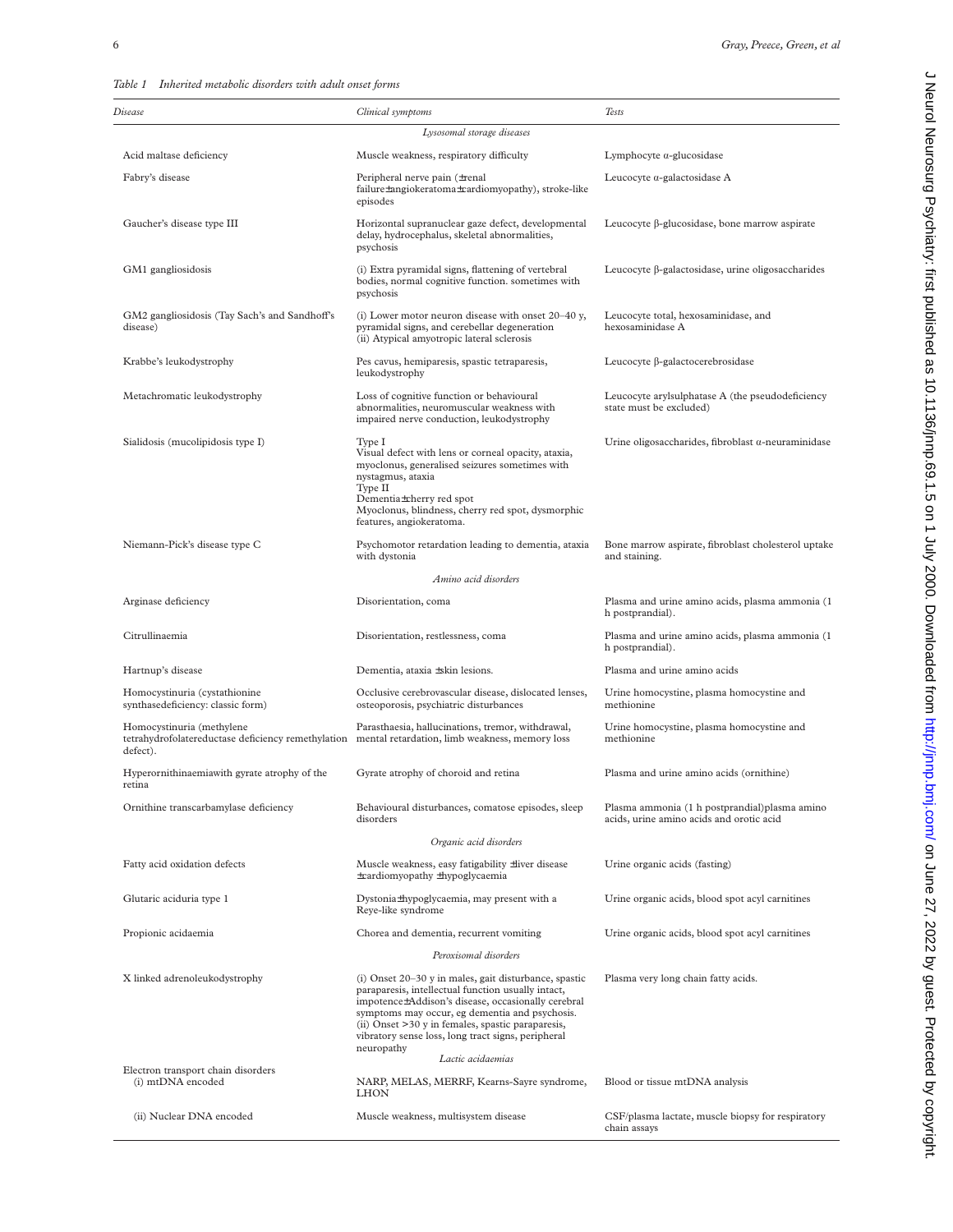*Table 1 Inherited metabolic disorders with adult onset forms*

| *Disease* | *Clinical symptoms* | *Tests* |
|---|---|---|
| | *Lysosomal storage diseases* | |
| Acid maltase deficiency | Muscle weakness, respiratory difficulty | Lymphocyte α-glucosidase |
| Fabry's disease | Peripheral nerve pain (±renal failure±angiokeratoma±cardiomyopathy), stroke-like episodes | Leucocyte α-galactosidase A |
| Gaucher's disease type III | Horizontal supranuclear gaze defect, developmental delay, hydrocephalus, skeletal abnormalities, psychosis | Leucocyte β-glucosidase, bone marrow aspirate |
| GM1 gangliosidosis | (i) Extra pyramidal signs, flattening of vertebral bodies, normal cognitive function. sometimes with psychosis | Leucocyte β-galactosidase, urine oligosaccharides |
| GM2 gangliosidosis (Tay Sach's and Sandhoff's disease) | (i) Lower motor neuron disease with onset 20–40 y, pyramidal signs, and cerebellar degeneration (ii) Atypical amyotropic lateral sclerosis | Leucocyte total, hexosaminidase, and hexosaminidase A |
| Krabbe's leukodystrophy | Pes cavus, hemiparesis, spastic tetraparesis, leukodystrophy | Leucocyte β-galactocerebrosidase |
| Metachromatic leukodystrophy | Loss of cognitive function or behavioural abnormalities, neuromuscular weakness with impaired nerve conduction, leukodystrophy | Leucocyte arylsulphatase A (the pseudodeficiency state must be excluded) |
| Sialidosis (mucolipidosis type I) | Type I Visual defect with lens or corneal opacity, ataxia, myoclonus, generalised seizures sometimes with nystagmus, ataxia Type II Dementia±cherry red spot Myoclonus, blindness, cherry red spot, dysmorphic features, angiokeratoma. | Urine oligosaccharides, fibroblast α-neuraminidase |
| Niemann-Pick's disease type C | Psychomotor retardation leading to dementia, ataxia with dystonia | Bone marrow aspirate, fibroblast cholesterol uptake and staining. |
| | *Amino acid disorders* | |
| Arginase deficiency | Disorientation, coma | Plasma and urine amino acids, plasma ammonia (1 h postprandial). |
| Citrullinaemia | Disorientation, restlessness, coma | Plasma and urine amino acids, plasma ammonia (1 h postprandial). |
| Hartnup's disease | Dementia, ataxia ±skin lesions. | Plasma and urine amino acids |
| Homocystinuria (cystathionine synthasedeficiency: classic form) | Occlusive cerebrovascular disease, dislocated lenses, osteoporosis, psychiatric disturbances | Urine homocystine, plasma homocystine and methionine |
| Homocystinuria (methylene tetrahydrofolatereductase deficiency remethylation defect). | Parasthaesia, hallucinations, tremor, withdrawal, mental retardation, limb weakness, memory loss | Urine homocystine, plasma homocystine and methionine |
| Hyperornithinaemiawith gyrate atrophy of the retina | Gyrate atrophy of choroid and retina | Plasma and urine amino acids (ornithine) |
| Ornithine transcarbamylase deficiency | Behavioural disturbances, comatose episodes, sleep disorders | Plasma ammonia (1 h postprandial)plasma amino acids, urine amino acids and orotic acid |
| | *Organic acid disorders* | |
| Fatty acid oxidation defects | Muscle weakness, easy fatigability ±liver disease ±cardiomyopathy ±hypoglycaemia | Urine organic acids (fasting) |
| Glutaric aciduria type 1 | Dystonia±hypoglycaemia, may present with a Reye-like syndrome | Urine organic acids, blood spot acyl carnitines |
| Propionic acidaemia | Chorea and dementia, recurrent vomiting | Urine organic acids, blood spot acyl carnitines |
| | *Peroxisomal disorders* | |
| X linked adrenoleukodystrophy | (i) Onset 20–30 y in males, gait disturbance, spastic paraparesis, intellectual function usually intact, impotence±Addison's disease, occasionally cerebral symptoms may occur, eg dementia and psychosis. (ii) Onset >30 y in females, spastic paraparesis, vibratory sense loss, long tract signs, peripheral neuropathy | Plasma very long chain fatty acids. |
| | *Lactic acidaemias* | |
| Electron transport chain disorders (i) mtDNA encoded | NARP, MELAS, MERRF, Kearns-Sayre syndrome, LHON | Blood or tissue mtDNA analysis |
| (ii) Nuclear DNA encoded | Muscle weakness, multisystem disease | CSF/plasma lactate, muscle biopsy for respiratory chain assays |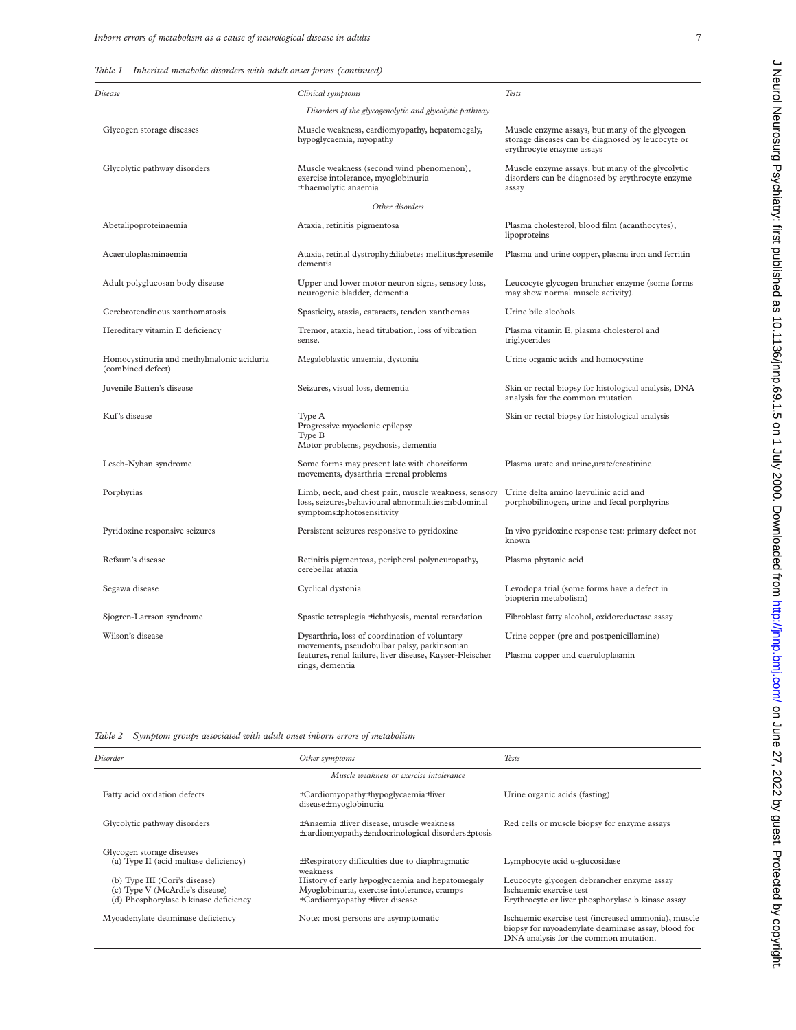*Table 1 Inherited metabolic disorders with adult onset forms (continued)*

| *Disease* | *Clinical symptoms* | *Tests* |
|---|---|---|
| | *Disorders of the glycogenolytic and glycolytic pathway* | |
| Glycogen storage diseases | Muscle weakness, cardiomyopathy, hepatomegaly, hypoglycaemia, myopathy | Muscle enzyme assays, but many of the glycogen storage diseases can be diagnosed by leucocyte or erythrocyte enzyme assays |
| Glycolytic pathway disorders | Muscle weakness (second wind phenomenon), exercise intolerance, myoglobinuria ±haemolytic anaemia | Muscle enzyme assays, but many of the glycolytic disorders can be diagnosed by erythrocyte enzyme assay |
| | *Other disorders* | |
| Abetalipoproteinaemia | Ataxia, retinitis pigmentosa | Plasma cholesterol, blood film (acanthocytes), lipoproteins |
| Acaeruloplasminaemia | Ataxia, retinal dystrophy±diabetes mellitus±presenile dementia | Plasma and urine copper, plasma iron and ferritin |
| Adult polyglucosan body disease | Upper and lower motor neuron signs, sensory loss, neurogenic bladder, dementia | Leucocyte glycogen brancher enzyme (some forms may show normal muscle activity). |
| Cerebrotendinous xanthomatosis | Spasticity, ataxia, cataracts, tendon xanthomas | Urine bile alcohols |
| Hereditary vitamin E deficiency | Tremor, ataxia, head titubation, loss of vibration sense. | Plasma vitamin E, plasma cholesterol and triglycerides |
| Homocystinuria and methylmalonic aciduria (combined defect) | Megaloblastic anaemia, dystonia | Urine organic acids and homocystine |
| Juvenile Batten's disease | Seizures, visual loss, dementia | Skin or rectal biopsy for histological analysis, DNA analysis for the common mutation |
| Kuf's disease | Type A<br>Progressive myoclonic epilepsy<br>Type B<br>Motor problems, psychosis, dementia | Skin or rectal biopsy for histological analysis |
| Lesch-Nyhan syndrome | Some forms may present late with choreiform movements, dysarthria ±renal problems | Plasma urate and urine,urate/creatinine |
| Porphyrias | Limb, neck, and chest pain, muscle weakness, sensory loss, seizures,behavioural abnormalities±abdominal symptoms±photosensitivity | Urine delta amino laevulinic acid and porphobilinogen, urine and fecal porphyrins |
| Pyridoxine responsive seizures | Persistent seizures responsive to pyridoxine | In vivo pyridoxine response test: primary defect not known |
| Refsum's disease | Retinitis pigmentosa, peripheral polyneuropathy, cerebellar ataxia | Plasma phytanic acid |
| Segawa disease | Cyclical dystonia | Levodopa trial (some forms have a defect in biopterin metabolism) |
| Sjogren-Larrson syndrome | Spastic tetraplegia ±ichthyosis, mental retardation | Fibroblast fatty alcohol, oxidoreductase assay |
| Wilson's disease | Dysarthria, loss of coordination of voluntary movements, pseudobulbar palsy, parkinsonian features, renal failure, liver disease, Kayser-Fleischer rings, dementia | Urine copper (pre and postpenicillamine)<br>Plasma copper and caeruloplasmin |

*Table 2 Symptom groups associated with adult onset inborn errors of metabolism*

| *Disorder* | *Other symptoms* | *Tests* |
|---|---|---|
| | *Muscle weakness or exercise intolerance* | |
| Fatty acid oxidation defects | ±Cardiomyopathy±hypoglycaemia±liver disease±myoglobinuria | Urine organic acids (fasting) |
| Glycolytic pathway disorders | ±Anaemia ±liver disease, muscle weakness ±cardiomyopathy±endocrinological disorders±ptosis | Red cells or muscle biopsy for enzyme assays |
| Glycogen storage diseases | | |
| (a) Type II (acid maltase deficiency) | ±Respiratory difficulties due to diaphragmatic weakness | Lymphocyte acid α-glucosidase |
| (b) Type III (Cori's disease) | History of early hypoglycaemia and hepatomegaly | Leucocyte glycogen debrancher enzyme assay |
| (c) Type V (McArdle's disease) | Myoglobinuria, exercise intolerance, cramps | Ischaemic exercise test |
| (d) Phosphorylase b kinase deficiency | ±Cardiomyopathy ±liver disease | Erythrocyte or liver phosphorylase b kinase assay |
| Myoadenylate deaminase deficiency | Note: most persons are asymptomatic | Ischaemic exercise test (increased ammonia), muscle biopsy for myoadenylate deaminase assay, blood for DNA analysis for the common mutation. |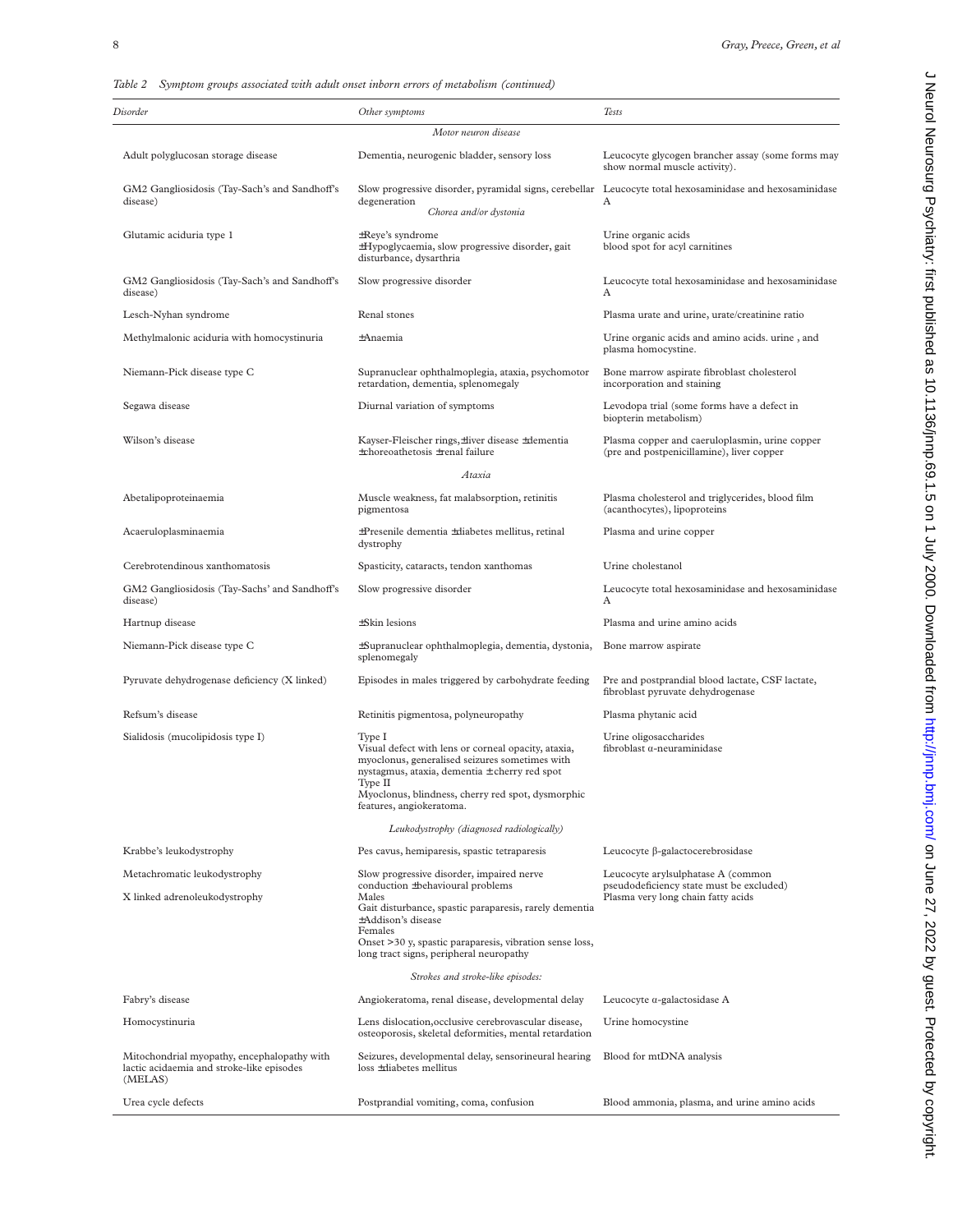*Table 2 Symptom groups associated with adult onset inborn errors of metabolism (continued)*

| *Disorder* | *Other symptoms* | *Tests* |
|---|---|---|
| | *Motor neuron disease* | |
| Adult polyglucosan storage disease | Dementia, neurogenic bladder, sensory loss | Leucocyte glycogen brancher assay (some forms may show normal muscle activity). |
| GM2 Gangliosidosis (Tay-Sach's and Sandhoff's disease) | Slow progressive disorder, pyramidal signs, cerebellar degeneration | Leucocyte total hexosaminidase and hexosaminidase A |
| | *Chorea and/or dystonia* | |
| Glutamic aciduria type 1 | ±Reye's syndrome<br>±Hypoglycaemia, slow progressive disorder, gait disturbance, dysarthria | Urine organic acids<br>blood spot for acyl carnitines |
| GM2 Gangliosidosis (Tay-Sach's and Sandhoff's disease) | Slow progressive disorder | Leucocyte total hexosaminidase and hexosaminidase A |
| Lesch-Nyhan syndrome | Renal stones | Plasma urate and urine, urate/creatinine ratio |
| Methylmalonic aciduria with homocystinuria | ±Anaemia | Urine organic acids and amino acids. urine , and plasma homocystine. |
| Niemann-Pick disease type C | Supranuclear ophthalmoplegia, ataxia, psychomotor retardation, dementia, splenomegaly | Bone marrow aspirate fibroblast cholesterol incorporation and staining |
| Segawa disease | Diurnal variation of symptoms | Levodopa trial (some forms have a defect in biopterin metabolism) |
| Wilson's disease | Kayser-Fleischer rings,±liver disease ±dementia ±choreoathetosis ±renal failure | Plasma copper and caeruloplasmin, urine copper (pre and postpenicillamine), liver copper |
| | *Ataxia* | |
| Abetalipoproteinaemia | Muscle weakness, fat malabsorption, retinitis pigmentosa | Plasma cholesterol and triglycerides, blood film (acanthocytes), lipoproteins |
| Acaeruloplasminaemia | ±Presenile dementia ±diabetes mellitus, retinal dystrophy | Plasma and urine copper |
| Cerebrotendinous xanthomatosis | Spasticity, cataracts, tendon xanthomas | Urine cholestanol |
| GM2 Gangliosidosis (Tay-Sachs' and Sandhoff's disease) | Slow progressive disorder | Leucocyte total hexosaminidase and hexosaminidase A |
| Hartnup disease | ±Skin lesions | Plasma and urine amino acids |
| Niemann-Pick disease type C | ±Supranuclear ophthalmoplegia, dementia, dystonia, splenomegaly | Bone marrow aspirate |
| Pyruvate dehydrogenase deficiency (X linked) | Episodes in males triggered by carbohydrate feeding | Pre and postprandial blood lactate, CSF lactate, fibroblast pyruvate dehydrogenase |
| Refsum's disease | Retinitis pigmentosa, polyneuropathy | Plasma phytanic acid |
| Sialidosis (mucolipidosis type I) | Type I<br>Visual defect with lens or corneal opacity, ataxia, myoclonus, generalised seizures sometimes with nystagmus, ataxia, dementia ± cherry red spot<br>Type II<br>Myoclonus, blindness, cherry red spot, dysmorphic features, angiokeratoma. | Urine oligosaccharides<br>fibroblast α-neuraminidase |
| | *Leukodystrophy (diagnosed radiologically)* | |
| Krabbe's leukodystrophy | Pes cavus, hemiparesis, spastic tetraparesis | Leucocyte β-galactocerebrosidase |
| Metachromatic leukodystrophy | Slow progressive disorder, impaired nerve conduction ±behavioural problems | Leucocyte arylsulphatase A (common pseudodeficiency state must be excluded) |
| X linked adrenoleukodystrophy | Males<br>Gait disturbance, spastic paraparesis, rarely dementia ±Addison's disease<br>Females<br>Onset >30 y, spastic paraparesis, vibration sense loss, long tract signs, peripheral neuropathy | Plasma very long chain fatty acids |
| | *Strokes and stroke-like episodes:* | |
| Fabry's disease | Angiokeratoma, renal disease, developmental delay | Leucocyte α-galactosidase A |
| Homocystinuria | Lens dislocation,occlusive cerebrovascular disease, osteoporosis, skeletal deformities, mental retardation | Urine homocystine |
| Mitochondrial myopathy, encephalopathy with lactic acidaemia and stroke-like episodes (MELAS) | Seizures, developmental delay, sensorineural hearing loss ±diabetes mellitus | Blood for mtDNA analysis |
| Urea cycle defects | Postprandial vomiting, coma, confusion | Blood ammonia, plasma, and urine amino acids |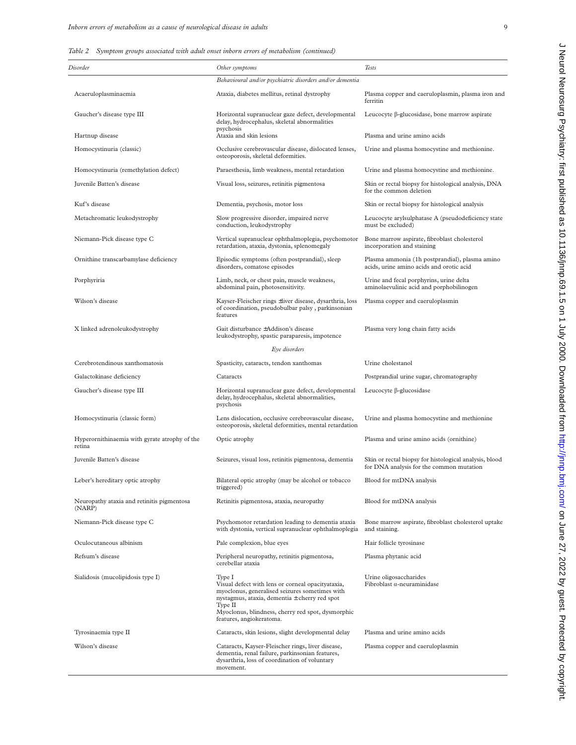*Table 2 Symptom groups associated with adult onset inborn errors of metabolism (continued)*

| Disorder | Other symptoms | Tests |
|---|---|---|
| | *Behavioural and/or psychiatric disorders and/or dementia* | |
| Acaeruloplasminaemia | Ataxia, diabetes mellitus, retinal dystrophy | Plasma copper and caeruloplasmin, plasma iron and ferritin |
| Gaucher's disease type III | Horizontal supranuclear gaze defect, developmental delay, hydrocephalus, skeletal abnormalities psychosis | Leucocyte β-glucosidase, bone marrow aspirate |
| Hartnup disease | Ataxia and skin lesions | Plasma and urine amino acids |
| Homocystinuria (classic) | Occlusive cerebrovascular disease, dislocated lenses, osteoporosis, skeletal deformities. | Urine and plasma homocystine and methionine. |
| Homocystinuria (remethylation defect) | Paraesthesia, limb weakness, mental retardation | Urine and plasma homocystine and methionine. |
| Juvenile Batten's disease | Visual loss, seizures, retinitis pigmentosa | Skin or rectal biopsy for histological analysis, DNA for the common deletion |
| Kuf's disease | Dementia, psychosis, motor loss | Skin or rectal biopsy for histological analysis |
| Metachromatic leukodystrophy | Slow progressive disorder, impaired nerve conduction, leukodystrophy | Leucocyte arylsulphatase A (pseudodeficiency state must be excluded) |
| Niemann-Pick disease type C | Vertical supranuclear ophthalmoplegia, psychomotor retardation, ataxia, dystonia, splenomegaly | Bone marrow aspirate, fibroblast cholesterol incorporation and staining |
| Ornithine transcarbamylase deficiency | Episodic symptoms (often postprandial), sleep disorders, comatose episodes | Plasma ammonia (1h postprandial), plasma amino acids, urine amino acids and orotic acid |
| Porphyriria | Limb, neck, or chest pain, muscle weakness, abdominal pain, photosensitivity. | Urine and fecal porphyrins, urine delta aminolaevulinic acid and porphobilinogen |
| Wilson's disease | Kayser-Fleischer rings ±liver disease, dysarthria, loss of coordination, pseudobulbar palsy , parkinsonian features | Plasma copper and caeruloplasmin |
| X linked adrenoleukodystrophy | Gait disturbance ±Addison's disease leukodystrophy, spastic paraparesis, impotence | Plasma very long chain fatty acids |
| | *Eye disorders* | |
| Cerebrotendinous xanthomatosis | Spasticity, cataracts, tendon xanthomas | Urine cholestanol |
| Galactokinase deficiency | Cataracts | Postprandial urine sugar, chromatography |
| Gaucher's disease type III | Horizontal supranuclear gaze defect, developmental delay, hydrocephalus, skeletal abnormalities, psychosis | Leucocyte β-glucosidase |
| Homocystinuria (classic form) | Lens dislocation, occlusive cerebrovascular disease, osteoporosis, skeletal deformities, mental retardation | Urine and plasma homocystine and methionine |
| Hyperornithinaemia with gyrate atrophy of the retina | Optic atrophy | Plasma and urine amino acids (ornithine) |
| Juvenile Batten's disease | Seizures, visual loss, retinitis pigmentosa, dementia | Skin or rectal biopsy for histological analysis, blood for DNA analysis for the common mutation |
| Leber's hereditary optic atrophy | Bilateral optic atrophy (may be alcohol or tobacco triggered) | Blood for mtDNA analysis |
| Neuropathy ataxia and retinitis pigmentosa (NARP) | Retinitis pigmentosa, ataxia, neuropathy | Blood for mtDNA analysis |
| Niemann-Pick disease type C | Psychomotor retardation leading to dementia ataxia with dystonia, vertical supranuclear ophthalmoplegia | Bone marrow aspirate, fibroblast cholesterol uptake and staining. |
| Oculocutaneous albinism | Pale complexion, blue eyes | Hair follicle tyrosinase |
| Refsum's disease | Peripheral neuropathy, retinitis pigmentosa, cerebellar ataxia | Plasma phytanic acid |
| Sialidosis (mucolipidosis type I) | Type I Visual defect with lens or corneal opacityataxia, myoclonus, generalised seizures sometimes with nystagmus, ataxia, dementia ±cherry red spot Type II Myoclonus, blindness, cherry red spot, dysmorphic features, angiokeratoma. | Urine oligosaccharides Fibroblast α-neuraminidase |
| Tyrosinaemia type II | Cataracts, skin lesions, slight developmental delay | Plasma and urine amino acids |
| Wilson's disease | Cataracts, Kayser-Fleischer rings, liver disease, dementia, renal failure, parkinsonian features, dysarthria, loss of coordination of voluntary movement. | Plasma copper and caeruloplasmin |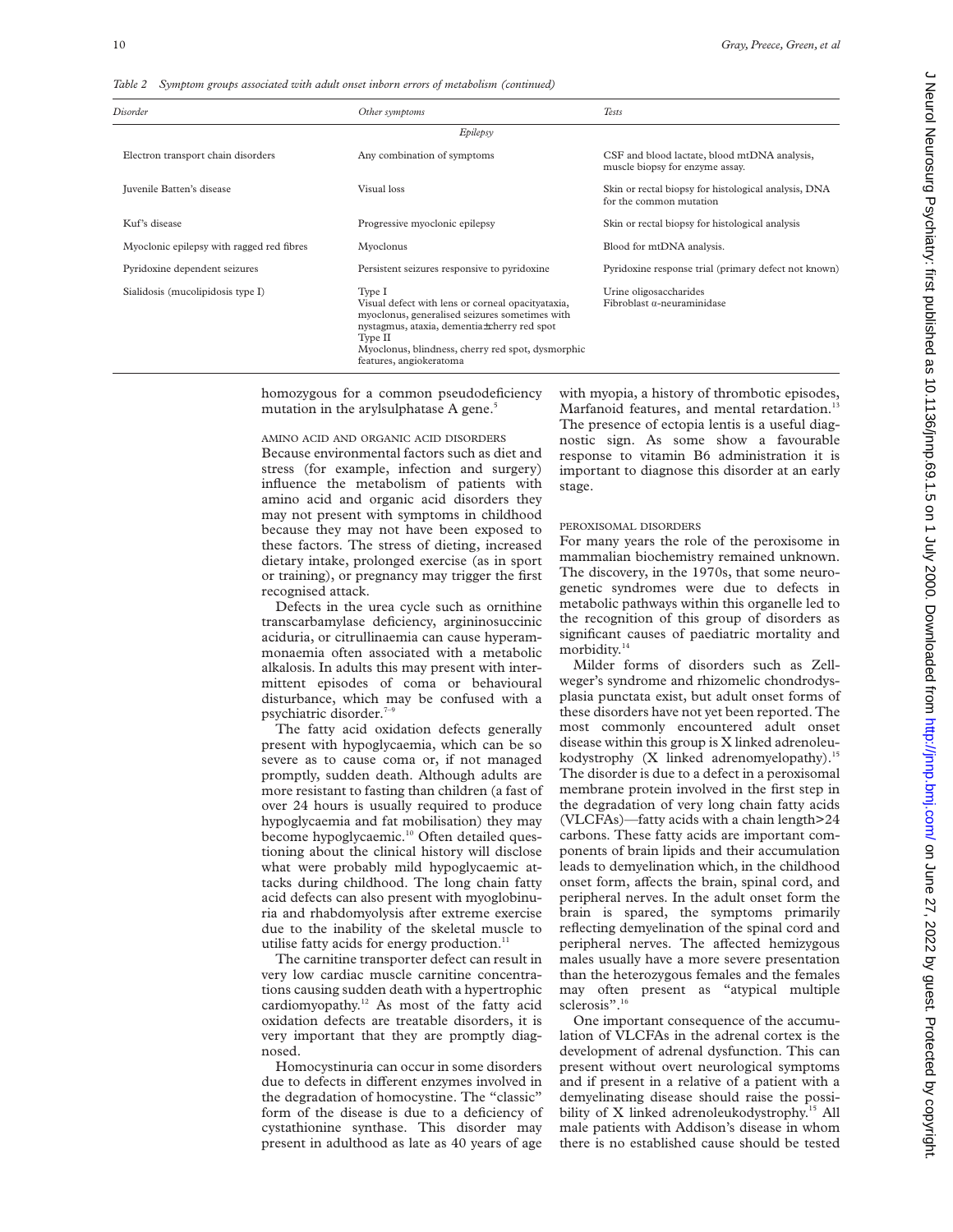*Table 2 Symptom groups associated with adult onset inborn errors of metabolism (continued)*

| Disorder | Other symptoms | Tests |
|---|---|---|
| | *Epilepsy* | |
| Electron transport chain disorders | Any combination of symptoms | CSF and blood lactate, blood mtDNA analysis, muscle biopsy for enzyme assay. |
| Juvenile Batten's disease | Visual loss | Skin or rectal biopsy for histological analysis, DNA for the common mutation |
| Kuf's disease | Progressive myoclonic epilepsy | Skin or rectal biopsy for histological analysis |
| Myoclonic epilepsy with ragged red fibres | Myoclonus | Blood for mtDNA analysis. |
| Pyridoxine dependent seizures | Persistent seizures responsive to pyridoxine | Pyridoxine response trial (primary defect not known) |
| Sialidosis (mucolipidosis type I) | Type I<br>Visual defect with lens or corneal opacityataxia, myoclonus, generalised seizures sometimes with nystagmus, ataxia, dementia±cherry red spot<br>Type II<br>Myoclonus, blindness, cherry red spot, dysmorphic features, angiokeratoma | Urine oligosaccharides<br>Fibroblast α-neuraminidase |

homozygous for a common pseudodeficiency mutation in the arylsulphatase A gene.[5]

### AMINO ACID AND ORGANIC ACID DISORDERS

Because environmental factors such as diet and stress (for example, infection and surgery) influence the metabolism of patients with amino acid and organic acid disorders they may not present with symptoms in childhood because they may not have been exposed to these factors. The stress of dieting, increased dietary intake, prolonged exercise (as in sport or training), or pregnancy may trigger the first recognised attack.

Defects in the urea cycle such as ornithine transcarbamylase deficiency, argininosuccinic aciduria, or citrullinaemia can cause hyperammonaemia often associated with a metabolic alkalosis. In adults this may present with intermittent episodes of coma or behavioural disturbance, which may be confused with a psychiatric disorder.[7–9]

The fatty acid oxidation defects generally present with hypoglycaemia, which can be so severe as to cause coma or, if not managed promptly, sudden death. Although adults are more resistant to fasting than children (a fast of over 24 hours is usually required to produce hypoglycaemia and fat mobilisation) they may become hypoglycaemic.[10] Often detailed questioning about the clinical history will disclose what were probably mild hypoglycaemic attacks during childhood. The long chain fatty acid defects can also present with myoglobinuria and rhabdomyolysis after extreme exercise due to the inability of the skeletal muscle to utilise fatty acids for energy production.[11]

The carnitine transporter defect can result in very low cardiac muscle carnitine concentrations causing sudden death with a hypertrophic cardiomyopathy.[12] As most of the fatty acid oxidation defects are treatable disorders, it is very important that they are promptly diagnosed.

Homocystinuria can occur in some disorders due to defects in different enzymes involved in the degradation of homocystine. The "classic" form of the disease is due to a deficiency of cystathionine synthase. This disorder may present in adulthood as late as 40 years of age with myopia, a history of thrombotic episodes, Marfanoid features, and mental retardation.[13] The presence of ectopia lentis is a useful diagnostic sign. As some show a favourable response to vitamin B6 administration it is important to diagnose this disorder at an early stage.

### PEROXISOMAL DISORDERS

For many years the role of the peroxisome in mammalian biochemistry remained unknown. The discovery, in the 1970s, that some neurogenetic syndromes were due to defects in metabolic pathways within this organelle led to the recognition of this group of disorders as significant causes of paediatric mortality and morbidity.[14]

Milder forms of disorders such as Zellweger's syndrome and rhizomelic chondrodysplasia punctata exist, but adult onset forms of these disorders have not yet been reported. The most commonly encountered adult onset disease within this group is X linked adrenoleukodystrophy (X linked adrenomyelopathy).[15] The disorder is due to a defect in a peroxisomal membrane protein involved in the first step in the degradation of very long chain fatty acids (VLCFAs)—fatty acids with a chain length>24 carbons. These fatty acids are important components of brain lipids and their accumulation leads to demyelination which, in the childhood onset form, affects the brain, spinal cord, and peripheral nerves. In the adult onset form the brain is spared, the symptoms primarily reflecting demyelination of the spinal cord and peripheral nerves. The affected hemizygous males usually have a more severe presentation than the heterozygous females and the females may often present as "atypical multiple sclerosis".[16]

One important consequence of the accumulation of VLCFAs in the adrenal cortex is the development of adrenal dysfunction. This can present without overt neurological symptoms and if present in a relative of a patient with a demyelinating disease should raise the possibility of X linked adrenoleukodystrophy.[15] All male patients with Addison's disease in whom there is no established cause should be tested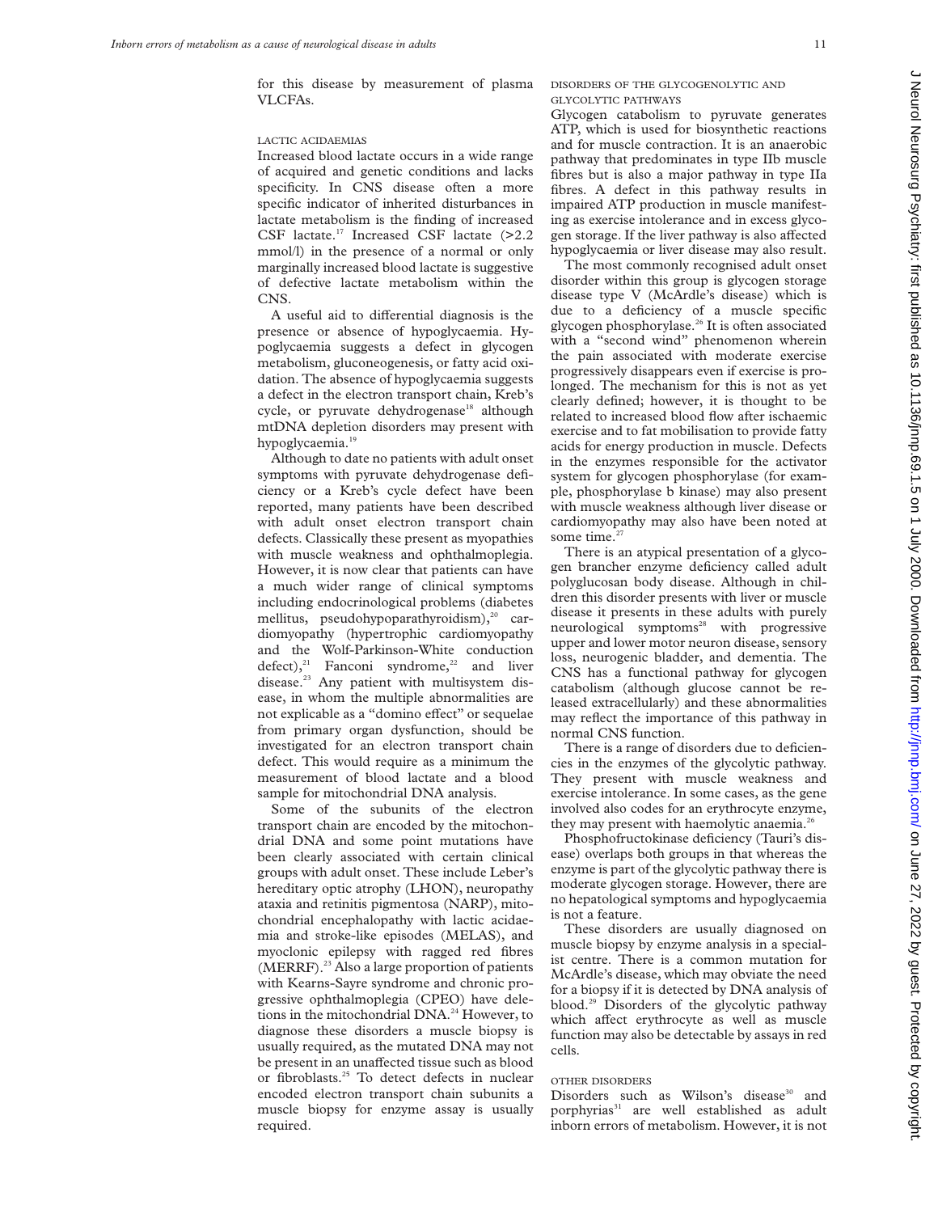for this disease by measurement of plasma VLCFAs.

### LACTIC ACIDAEMIAS

Increased blood lactate occurs in a wide range of acquired and genetic conditions and lacks specificity. In CNS disease often a more specific indicator of inherited disturbances in lactate metabolism is the finding of increased CSF lactate.[17] Increased CSF lactate (>2.2 mmol/l) in the presence of a normal or only marginally increased blood lactate is suggestive of defective lactate metabolism within the CNS.

A useful aid to differential diagnosis is the presence or absence of hypoglycaemia. Hypoglycaemia suggests a defect in glycogen metabolism, gluconeogenesis, or fatty acid oxidation. The absence of hypoglycaemia suggests a defect in the electron transport chain, Kreb's cycle, or pyruvate dehydrogenase[18] although mtDNA depletion disorders may present with hypoglycaemia.[19]

Although to date no patients with adult onset symptoms with pyruvate dehydrogenase deficiency or a Kreb's cycle defect have been reported, many patients have been described with adult onset electron transport chain defects. Classically these present as myopathies with muscle weakness and ophthalmoplegia. However, it is now clear that patients can have a much wider range of clinical symptoms including endocrinological problems (diabetes mellitus, pseudohypoparathyroidism),[20] cardiomyopathy (hypertrophic cardiomyopathy and the Wolf-Parkinson-White conduction defect),[21] Fanconi syndrome,[22] and liver disease.[23] Any patient with multisystem disease, in whom the multiple abnormalities are not explicable as a "domino effect" or sequelae from primary organ dysfunction, should be investigated for an electron transport chain defect. This would require as a minimum the measurement of blood lactate and a blood sample for mitochondrial DNA analysis.

Some of the subunits of the electron transport chain are encoded by the mitochondrial DNA and some point mutations have been clearly associated with certain clinical groups with adult onset. These include Leber's hereditary optic atrophy (LHON), neuropathy ataxia and retinitis pigmentosa (NARP), mitochondrial encephalopathy with lactic acidaemia and stroke-like episodes (MELAS), and myoclonic epilepsy with ragged red fibres (MERRF).[23] Also a large proportion of patients with Kearns-Sayre syndrome and chronic progressive ophthalmoplegia (CPEO) have deletions in the mitochondrial DNA.[24] However, to diagnose these disorders a muscle biopsy is usually required, as the mutated DNA may not be present in an unaffected tissue such as blood or fibroblasts.[25] To detect defects in nuclear encoded electron transport chain subunits a muscle biopsy for enzyme assay is usually required.

### DISORDERS OF THE GLYCOGENOLYTIC AND GLYCOLYTIC PATHWAYS

Glycogen catabolism to pyruvate generates ATP, which is used for biosynthetic reactions and for muscle contraction. It is an anaerobic pathway that predominates in type IIb muscle fibres but is also a major pathway in type IIa fibres. A defect in this pathway results in impaired ATP production in muscle manifesting as exercise intolerance and in excess glycogen storage. If the liver pathway is also affected hypoglycaemia or liver disease may also result.

The most commonly recognised adult onset disorder within this group is glycogen storage disease type V (McArdle's disease) which is due to a deficiency of a muscle specific glycogen phosphorylase.[26] It is often associated with a "second wind" phenomenon wherein the pain associated with moderate exercise progressively disappears even if exercise is prolonged. The mechanism for this is not as yet clearly defined; however, it is thought to be related to increased blood flow after ischaemic exercise and to fat mobilisation to provide fatty acids for energy production in muscle. Defects in the enzymes responsible for the activator system for glycogen phosphorylase (for example, phosphorylase b kinase) may also present with muscle weakness although liver disease or cardiomyopathy may also have been noted at some time.[27]

There is an atypical presentation of a glycogen brancher enzyme deficiency called adult polyglucosan body disease. Although in children this disorder presents with liver or muscle disease it presents in these adults with purely neurological symptoms[28] with progressive upper and lower motor neuron disease, sensory loss, neurogenic bladder, and dementia. The CNS has a functional pathway for glycogen catabolism (although glucose cannot be released extracellularly) and these abnormalities may reflect the importance of this pathway in normal CNS function.

There is a range of disorders due to deficiencies in the enzymes of the glycolytic pathway. They present with muscle weakness and exercise intolerance. In some cases, as the gene involved also codes for an erythrocyte enzyme, they may present with haemolytic anaemia.[26]

Phosphofructokinase deficiency (Tauri's disease) overlaps both groups in that whereas the enzyme is part of the glycolytic pathway there is moderate glycogen storage. However, there are no hepatological symptoms and hypoglycaemia is not a feature.

These disorders are usually diagnosed on muscle biopsy by enzyme analysis in a specialist centre. There is a common mutation for McArdle's disease, which may obviate the need for a biopsy if it is detected by DNA analysis of blood.[29] Disorders of the glycolytic pathway which affect erythrocyte as well as muscle function may also be detectable by assays in red cells.

### OTHER DISORDERS

Disorders such as Wilson's disease[30] and porphyrias[31] are well established as adult inborn errors of metabolism. However, it is not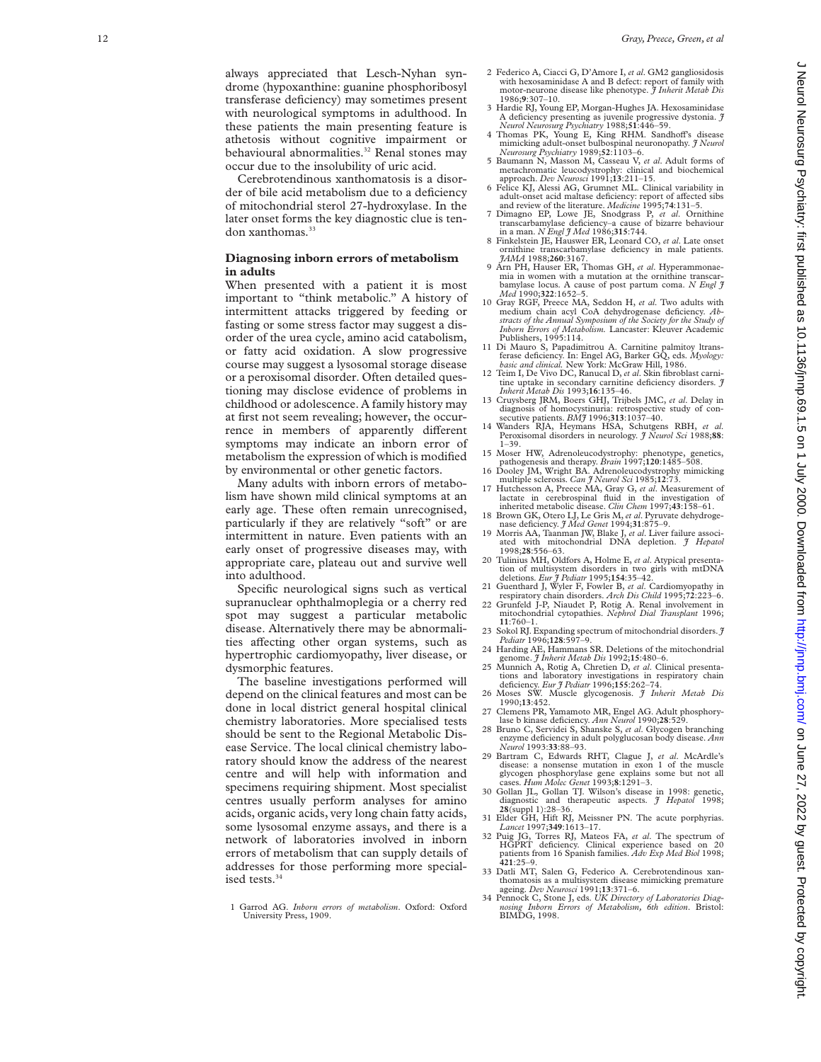always appreciated that Lesch-Nyhan syndrome (hypoxanthine: guanine phosphoribosyl transferase deficiency) may sometimes present with neurological symptoms in adulthood. In these patients the main presenting feature is athetosis without cognitive impairment or behavioural abnormalities.[32] Renal stones may occur due to the insolubility of uric acid.

Cerebrotendinous xanthomatosis is a disorder of bile acid metabolism due to a deficiency of mitochondrial sterol 27-hydroxylase. In the later onset forms the key diagnostic clue is tendon xanthomas.[33]

## Diagnosing inborn errors of metabolism in adults

When presented with a patient it is most important to "think metabolic." A history of intermittent attacks triggered by feeding or fasting or some stress factor may suggest a disorder of the urea cycle, amino acid catabolism, or fatty acid oxidation. A slow progressive course may suggest a lysosomal storage disease or a peroxisomal disorder. Often detailed questioning may disclose evidence of problems in childhood or adolescence. A family history may at first not seem revealing; however, the occurrence in members of apparently different symptoms may indicate an inborn error of metabolism the expression of which is modified by environmental or other genetic factors.

Many adults with inborn errors of metabolism have shown mild clinical symptoms at an early age. These often remain unrecognised, particularly if they are relatively "soft" or are intermittent in nature. Even patients with an early onset of progressive diseases may, with appropriate care, plateau out and survive well into adulthood.

Specific neurological signs such as vertical supranuclear ophthalmoplegia or a cherry red spot may suggest a particular metabolic disease. Alternatively there may be abnormalities affecting other organ systems, such as hypertrophic cardiomyopathy, liver disease, or dysmorphic features.

The baseline investigations performed will depend on the clinical features and most can be done in local district general hospital clinical chemistry laboratories. More specialised tests should be sent to the Regional Metabolic Disease Service. The local clinical chemistry laboratory should know the address of the nearest centre and will help with information and specimens requiring shipment. Most specialist centres usually perform analyses for amino acids, organic acids, very long chain fatty acids, some lysosomal enzyme assays, and there is a network of laboratories involved in inborn errors of metabolism that can supply details of addresses for those performing more specialised tests.[34]

1 Garrod AG. *Inborn errors of metabolism*. Oxford: Oxford University Press, 1909.

2 Federico A, Ciacci G, D'Amore I, *et al*. GM2 gangliosidosis with hexosaminidase A and B defect: report of family with motor-neurone disease like phenotype. *J Inherit Metab Dis* 1986;**9**:307–10.

3 Hardie RJ, Young EP, Morgan-Hughes JA. Hexosaminidase A deficiency presenting as juvenile progressive dystonia. *J Neurol Neurosurg Psychiatry* 1988;**51**:446–59.

4 Thomas PK, Young E, King RHM. Sandhoff's disease mimicking adult-onset bulbospinal neuronopathy. *J Neurol Neurosurg Psychiatry* 1989;**52**:1103–6.

5 Baumann N, Masson M, Casseau V, *et al*. Adult forms of metachromatic leucodystrophy: clinical and biochemical approach. *Dev Neurosci* 1991;**13**:211–15.

6 Felice KJ, Alessi AG, Grumnet ML. Clinical variability in adult-onset acid maltase deficiency: report of affected sibs and review of the literature. *Medicine* 1995;**74**:131–5.

7 Dimagno EP, Lowe JE, Snodgrass P, *et al*. Ornithine transcarbamylase deficiency–a cause of bizarre behaviour in a man. *N Engl J Med* 1986;**315**:744.

8 Finkelstein JE, Hauswer ER, Leonard CO, *et al*. Late onset ornithine transcarbamylase deficiency in male patients. *JAMA* 1988;**260**:3167.

9 Arn PH, Hauser ER, Thomas GH, *et al*. Hyperammonaemia in women with a mutation at the ornithine transcarbamylase locus. A cause of post partum coma. *N Engl J Med* 1990;**322**:1652–5.

10 Gray RGF, Preece MA, Seddon H, *et al*. Two adults with medium chain acyl CoA dehydrogenase deficiency. *Abstracts of the Annual Symposium of the Society for the Study of Inborn Errors of Metabolism*. Lancaster: Kleuver Academic Publishers, 1995:114.

11 Di Mauro S, Papadimitrou A. Carnitine palmitoy ltransferase deficiency. In: Engel AG, Barker GQ, eds. *Myology: basic and clinical*. New York: McGraw Hill, 1986.

12 Teim I, De Vivo DC, Ranucal D, *et al*. Skin fibroblast carnitine uptake in secondary carnitine deficiency disorders. *J Inherit Metab Dis* 1993;**16**:135–46.

13 Cruysberg JRM, Boers GHJ, Trijbels JMC, *et al*. Delay in diagnosis of homocystinuria: retrospective study of consecutive patients. *BMJ* 1996;**313**:1037–40.

14 Wanders RJA, Heymans HSA, Schutgens RBH, *et al*. Peroxisomal disorders in neurology. *J Neurol Sci* 1988;**88**: 1–39.

15 Moser HW, Adrenoleucodystrophy: phenotype, genetics, pathogenesis and therapy. *Brain* 1997;**120**:1485–508.

16 Dooley JM, Wright BA. Adrenoleucodystrophy mimicking multiple sclerosis. *Can J Neurol Sci* 1985;**12**:73.

17 Hutchesson A, Preece MA, Gray G, *et al*. Measurement of lactate in cerebrospinal fluid in the investigation of inherited metabolic disease. *Clin Chem* 1997;**43**:158–61.

18 Brown GK, Otero LJ, Le Gris M, *et al*. Pyruvate dehydrogenase deficiency. *J Med Genet* 1994;**31**:875–9.

19 Morris AA, Taanman JW, Blake J, *et al*. Liver failure associated with mitochondrial DNA depletion. *J Hepatol* 1998;**28**:556–63.

20 Tulinius MH, Oldfors A, Holme E, *et al*. Atypical presentation of multisystem disorders in two girls with mtDNA deletions. *Eur J Pediatr* 1995;**154**:35–42.

21 Guenthard J, Wyler F, Fowler B, *et al*. Cardiomyopathy in respiratory chain disorders. *Arch Dis Child* 1995;**72**:223–6.

22 Grunfeld J-P, Niaudet P, Rotig A. Renal involvement in mitochondrial cytopathies. *Nephrol Dial Transplant* 1996; **11**:760–1.

23 Sokol RJ. Expanding spectrum of mitochondrial disorders. *J Pediatr* 1996;**128**:597–9.

24 Harding AE, Hammans SR. Deletions of the mitochondrial genome. *J Inherit Metab Dis* 1992;**15**:480–6.

25 Munnich A, Rotig A, Chretien D, *et al*. Clinical presentations and laboratory investigations in respiratory chain deficiency. *Eur J Pediatr* 1996;**155**:262–74.

26 Moses SW. Muscle glycogenosis. *J Inherit Metab Dis* 1990;**13**:452.

27 Clemens PR, Yamamoto MR, Engel AG. Adult phosphorylase b kinase deficiency. *Ann Neurol* 1990;**28**:529.

28 Bruno C, Servidei S, Shanske S, *et al*. Glycogen branching enzyme deficiency in adult polyglucosan body disease. *Ann Neurol* 1993:**33**:88–93.

29 Bartram C, Edwards RHT, Clague J, *et al*. McArdle's disease: a nonsense mutation in exon 1 of the muscle glycogen phosphorylase gene explains some but not all cases. *Hum Molec Genet* 1993;**8**:1291–3.

30 Gollan JL, Gollan TJ. Wilson's disease in 1998: genetic, diagnostic and therapeutic aspects. *J Hepatol* 1998; **28**(suppl 1):28–36.

31 Elder GH, Hift RJ, Meissner PN. The acute porphyrias. *Lancet* 1997;**349**:1613–17.

32 Puig JG, Torres RJ, Mateos FA, *et al*. The spectrum of HGPRT deficiency. Clinical experience based on 20 patients from 16 Spanish families. *Adv Exp Med Biol* 1998; **421**:25–9.

33 Datli MT, Salen G, Federico A. Cerebrotendinous xanthomatosis as a multisystem disease mimicking premature ageing. *Dev Neurosci* 1991;**13**:371–6.

34 Pennock C, Stone J, eds. *UK Directory of Laboratories Diagnosing Inborn Errors of Metabolism, 6th edition*. Bristol: BIMDG, 1998.